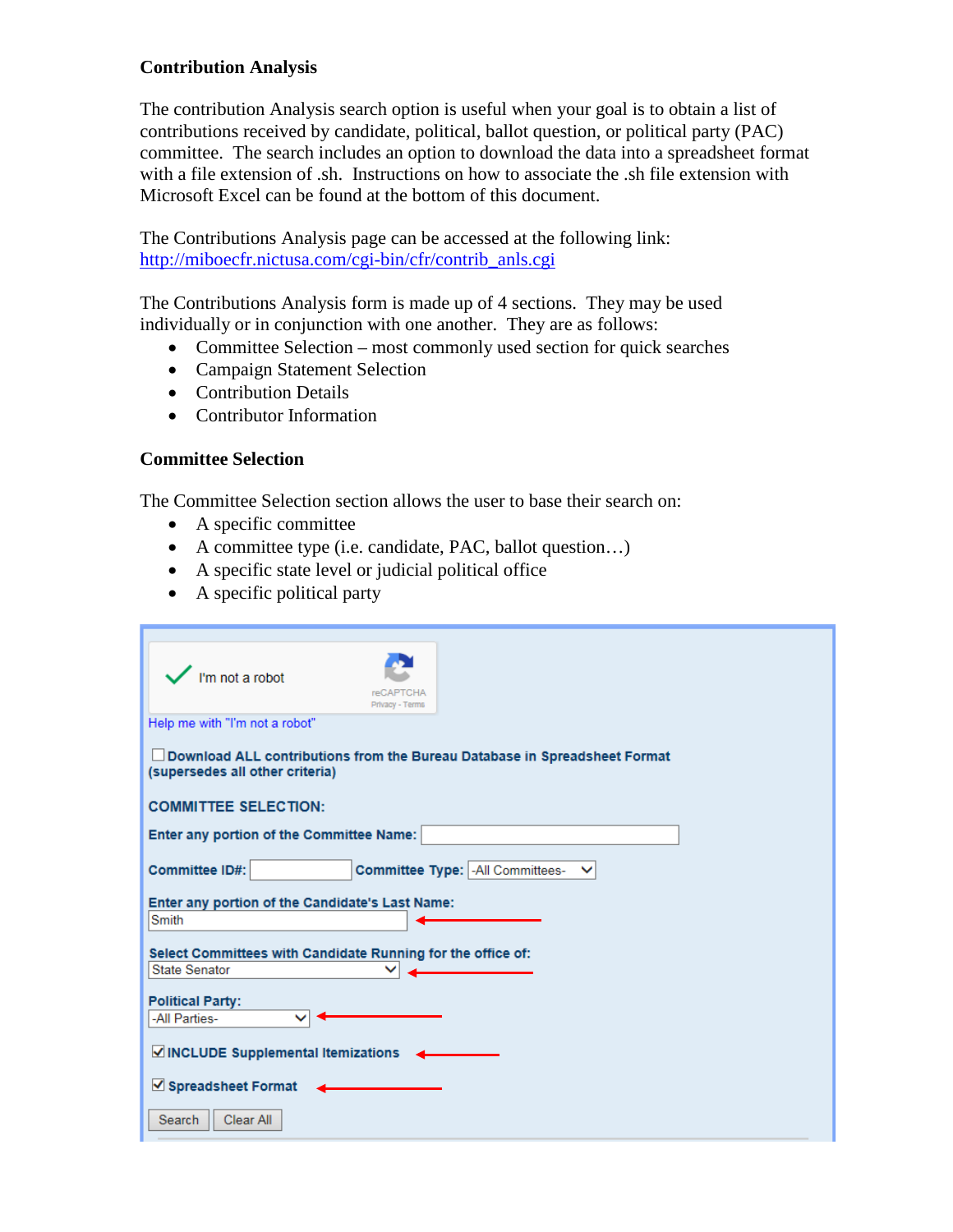**Contribution Analysis**

The contribution Analysis search option is useful when your goal is to obtain a list of contributions received by candidate, political, ballot question, or political party (PAC) committee. The search includes an option to download the data into a spreadsheet format with a file extension of .sh. Instructions on how to associate the .sh file extension with Microsoft Excel can be found at the bottom of this document.

The Contributions Analysis page can be accessed at the following link:
[http://miboecfr.nictusa.com/cgi-bin/cfr/contrib_anls.cgi](http://miboecfr.nictusa.com/cgi-bin/cfr/contrib_anls.cgi)

The Contributions Analysis form is made up of 4 sections. They may be used individually or in conjunction with one another. They are as follows:

- Committee Selection – most commonly used section for quick searches
- Campaign Statement Selection
- Contribution Details
- Contributor Information

**Committee Selection**

The Committee Selection section allows the user to base their search on:

- A specific committee
- A committee type (i.e. candidate, PAC, ballot question…)
- A specific state level or judicial political office
- A specific political party

I'm not a robot
reCAPTCHA
Privacy - Terms
Help me with "I'm not a robot"

☐ Download ALL contributions from the Bureau Database in Spreadsheet Format (supersedes all other criteria)

COMMITTEE SELECTION:

Enter any portion of the Committee Name:

Committee ID#: Committee Type: -All Committees-

Enter any portion of the Candidate's Last Name: Smith

Select Committees with Candidate Running for the office of: State Senator

Political Party: -All Parties-

☑ INCLUDE Supplemental Itemizations

☑ Spreadsheet Format

Search Clear All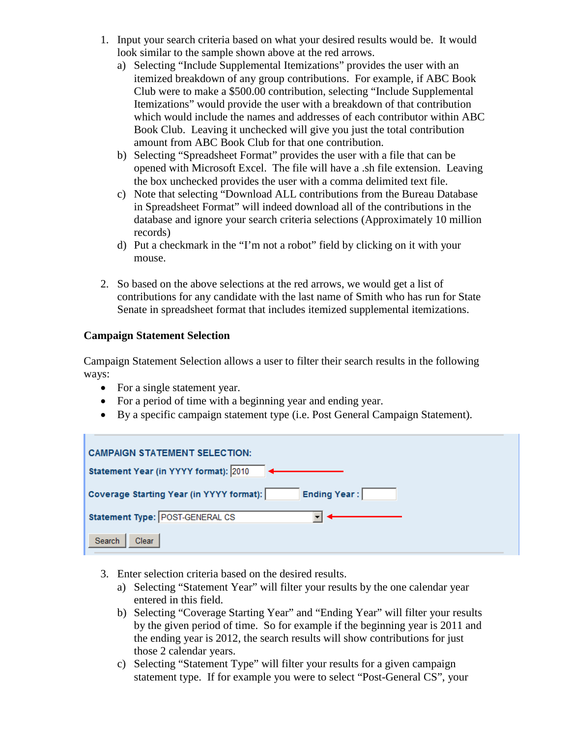1. Input your search criteria based on what your desired results would be. It would look similar to the sample shown above at the red arrows.
   a) Selecting “Include Supplemental Itemizations” provides the user with an itemized breakdown of any group contributions. For example, if ABC Book Club were to make a $500.00 contribution, selecting “Include Supplemental Itemizations” would provide the user with a breakdown of that contribution which would include the names and addresses of each contributor within ABC Book Club. Leaving it unchecked will give you just the total contribution amount from ABC Book Club for that one contribution.
   b) Selecting “Spreadsheet Format” provides the user with a file that can be opened with Microsoft Excel. The file will have a .sh file extension. Leaving the box unchecked provides the user with a comma delimited text file.
   c) Note that selecting “Download ALL contributions from the Bureau Database in Spreadsheet Format” will indeed download all of the contributions in the database and ignore your search criteria selections (Approximately 10 million records)
   d) Put a checkmark in the “I’m not a robot” field by clicking on it with your mouse.

2. So based on the above selections at the red arrows, we would get a list of contributions for any candidate with the last name of Smith who has run for State Senate in spreadsheet format that includes itemized supplemental itemizations.

**Campaign Statement Selection**

Campaign Statement Selection allows a user to filter their search results in the following ways:

- For a single statement year.
- For a period of time with a beginning year and ending year.
- By a specific campaign statement type (i.e. Post General Campaign Statement).

**CAMPAIGN STATEMENT SELECTION:**

Statement Year (in YYYY format): 2010

Coverage Starting Year (in YYYY format): Ending Year :

Statement Type: POST-GENERAL CS

Search Clear

3. Enter selection criteria based on the desired results.
   a) Selecting “Statement Year” will filter your results by the one calendar year entered in this field.
   b) Selecting “Coverage Starting Year” and “Ending Year” will filter your results by the given period of time. So for example if the beginning year is 2011 and the ending year is 2012, the search results will show contributions for just those 2 calendar years.
   c) Selecting “Statement Type” will filter your results for a given campaign statement type. If for example you were to select “Post-General CS”, your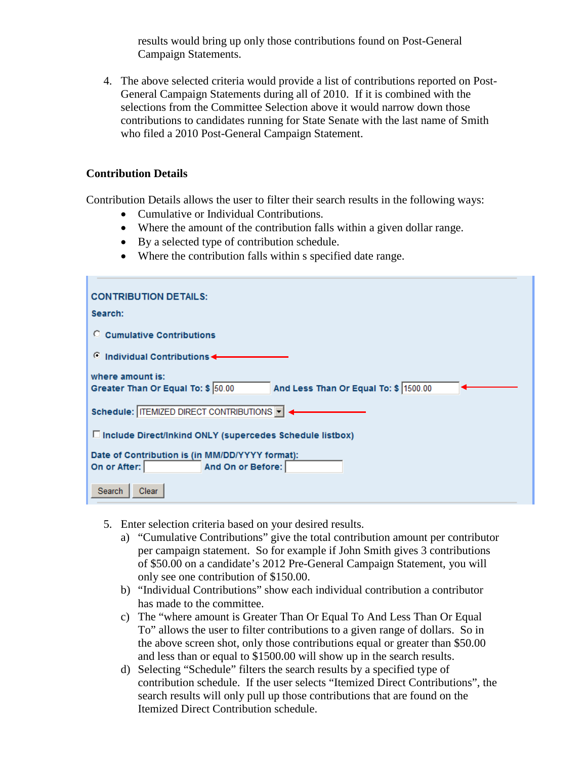results would bring up only those contributions found on Post-General Campaign Statements.

4. The above selected criteria would provide a list of contributions reported on Post-General Campaign Statements during all of 2010. If it is combined with the selections from the Committee Selection above it would narrow down those contributions to candidates running for State Senate with the last name of Smith who filed a 2010 Post-General Campaign Statement.

**Contribution Details**

Contribution Details allows the user to filter their search results in the following ways:

- Cumulative or Individual Contributions.
- Where the amount of the contribution falls within a given dollar range.
- By a selected type of contribution schedule.
- Where the contribution falls within s specified date range.

CONTRIBUTION DETAILS:

Search:

- Cumulative Contributions
- Individual Contributions

where amount is:
Greater Than Or Equal To: $ 50.00 And Less Than Or Equal To: $ 1500.00

Schedule: ITEMIZED DIRECT CONTRIBUTIONS

Include Direct/Inkind ONLY (supercedes Schedule listbox)

Date of Contribution is (in MM/DD/YYYY format):
On or After: And On or Before:

Search Clear

5. Enter selection criteria based on your desired results.
   a) "Cumulative Contributions" give the total contribution amount per contributor per campaign statement. So for example if John Smith gives 3 contributions of $50.00 on a candidate's 2012 Pre-General Campaign Statement, you will only see one contribution of $150.00.
   b) "Individual Contributions" show each individual contribution a contributor has made to the committee.
   c) The "where amount is Greater Than Or Equal To And Less Than Or Equal To" allows the user to filter contributions to a given range of dollars. So in the above screen shot, only those contributions equal or greater than $50.00 and less than or equal to $1500.00 will show up in the search results.
   d) Selecting "Schedule" filters the search results by a specified type of contribution schedule. If the user selects "Itemized Direct Contributions", the search results will only pull up those contributions that are found on the Itemized Direct Contribution schedule.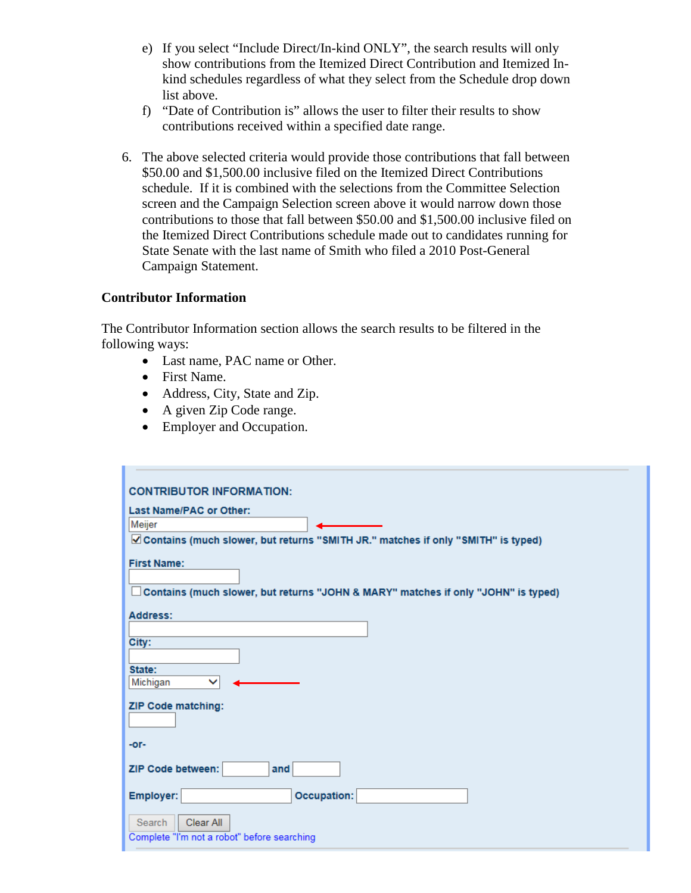e) If you select “Include Direct/In-kind ONLY”, the search results will only show contributions from the Itemized Direct Contribution and Itemized In-kind schedules regardless of what they select from the Schedule drop down list above.

f) “Date of Contribution is” allows the user to filter their results to show contributions received within a specified date range.

6. The above selected criteria would provide those contributions that fall between $50.00 and $1,500.00 inclusive filed on the Itemized Direct Contributions schedule. If it is combined with the selections from the Committee Selection screen and the Campaign Selection screen above it would narrow down those contributions to those that fall between $50.00 and $1,500.00 inclusive filed on the Itemized Direct Contributions schedule made out to candidates running for State Senate with the last name of Smith who filed a 2010 Post-General Campaign Statement.

**Contributor Information**

The Contributor Information section allows the search results to be filtered in the following ways:

- Last name, PAC name or Other.
- First Name.
- Address, City, State and Zip.
- A given Zip Code range.
- Employer and Occupation.

**CONTRIBUTOR INFORMATION:**

**Last Name/PAC or Other:**
Meijer
☑ Contains (much slower, but returns "SMITH JR." matches if only "SMITH" is typed)

**First Name:**

☐ Contains (much slower, but returns "JOHN & MARY" matches if only "JOHN" is typed)

**Address:**

**City:**

**State:**
Michigan

**ZIP Code matching:**

-or-

**ZIP Code between:** and

**Employer:** **Occupation:**

Search Clear All

Complete "I'm not a robot" before searching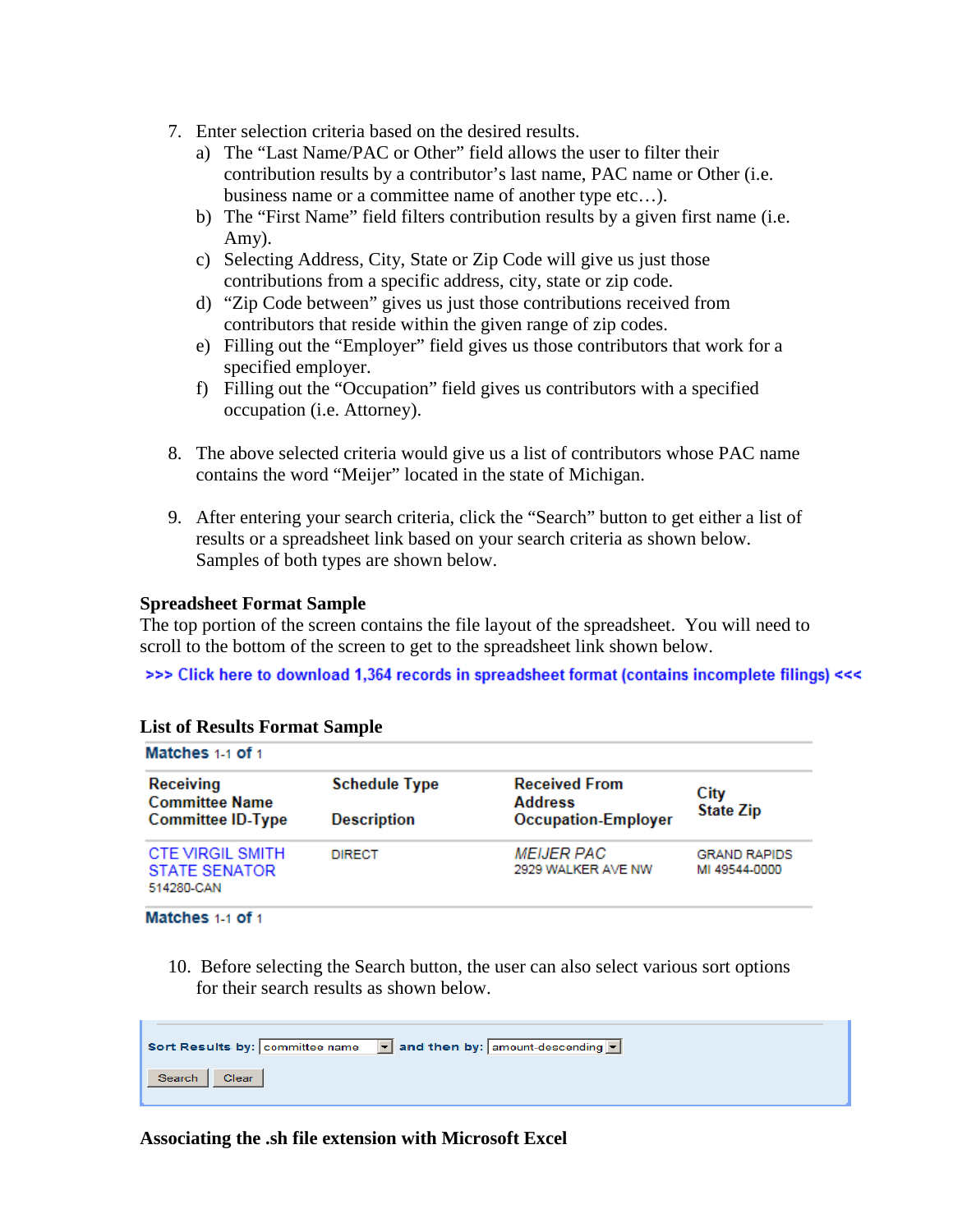7. Enter selection criteria based on the desired results.
   a) The "Last Name/PAC or Other" field allows the user to filter their contribution results by a contributor's last name, PAC name or Other (i.e. business name or a committee name of another type etc…).
   b) The "First Name" field filters contribution results by a given first name (i.e. Amy).
   c) Selecting Address, City, State or Zip Code will give us just those contributions from a specific address, city, state or zip code.
   d) "Zip Code between" gives us just those contributions received from contributors that reside within the given range of zip codes.
   e) Filling out the "Employer" field gives us those contributors that work for a specified employer.
   f) Filling out the "Occupation" field gives us contributors with a specified occupation (i.e. Attorney).

8. The above selected criteria would give us a list of contributors whose PAC name contains the word "Meijer" located in the state of Michigan.

9. After entering your search criteria, click the "Search" button to get either a list of results or a spreadsheet link based on your search criteria as shown below. Samples of both types are shown below.

**Spreadsheet Format Sample**

The top portion of the screen contains the file layout of the spreadsheet. You will need to scroll to the bottom of the screen to get to the spreadsheet link shown below.

>>> Click here to download 1,364 records in spreadsheet format (contains incomplete filings) <<<

**List of Results Format Sample**

**Matches** 1-1 **of** 1

| Receiving Committee Name Committee ID-Type | Schedule Type Description | Received From Address Occupation-Employer | City State Zip |
|---|---|---|---|
| CTE VIRGIL SMITH STATE SENATOR 514280-CAN | DIRECT | *MEIJER PAC* 2929 WALKER AVE NW | GRAND RAPIDS MI 49544-0000 |

**Matches** 1-1 **of** 1

10. Before selecting the Search button, the user can also select various sort options for their search results as shown below.

**Sort Results by:** committee name **and then by:** amount-descending

Search | Clear

**Associating the .sh file extension with Microsoft Excel**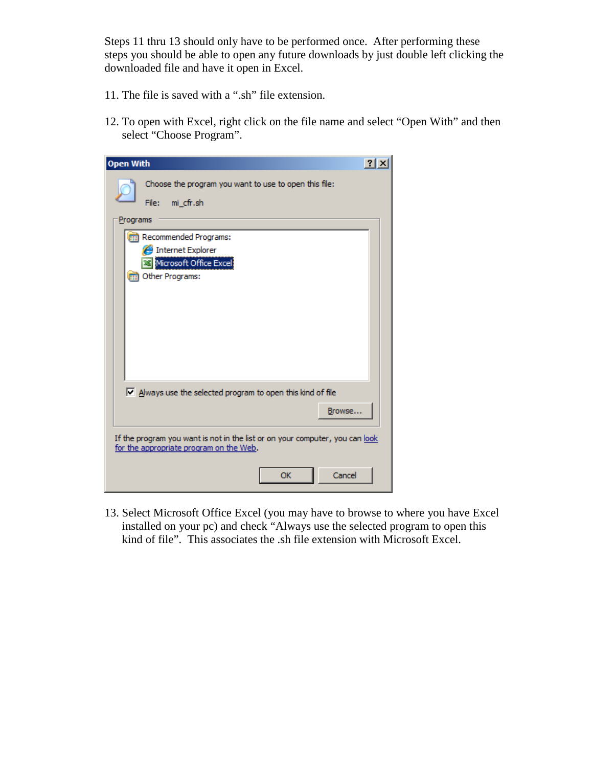Steps 11 thru 13 should only have to be performed once. After performing these steps you should be able to open any future downloads by just double left clicking the downloaded file and have it open in Excel.

11. The file is saved with a ".sh" file extension.

12. To open with Excel, right click on the file name and select "Open With" and then select "Choose Program".

Open With

Choose the program you want to use to open this file:

File: mi_cfr.sh

Programs

Recommended Programs:

Internet Explorer

Microsoft Office Excel

Other Programs:

Always use the selected program to open this kind of file

Browse...

If the program you want is not in the list or on your computer, you can look for the appropriate program on the Web.

OK

Cancel

13. Select Microsoft Office Excel (you may have to browse to where you have Excel installed on your pc) and check "Always use the selected program to open this kind of file". This associates the .sh file extension with Microsoft Excel.